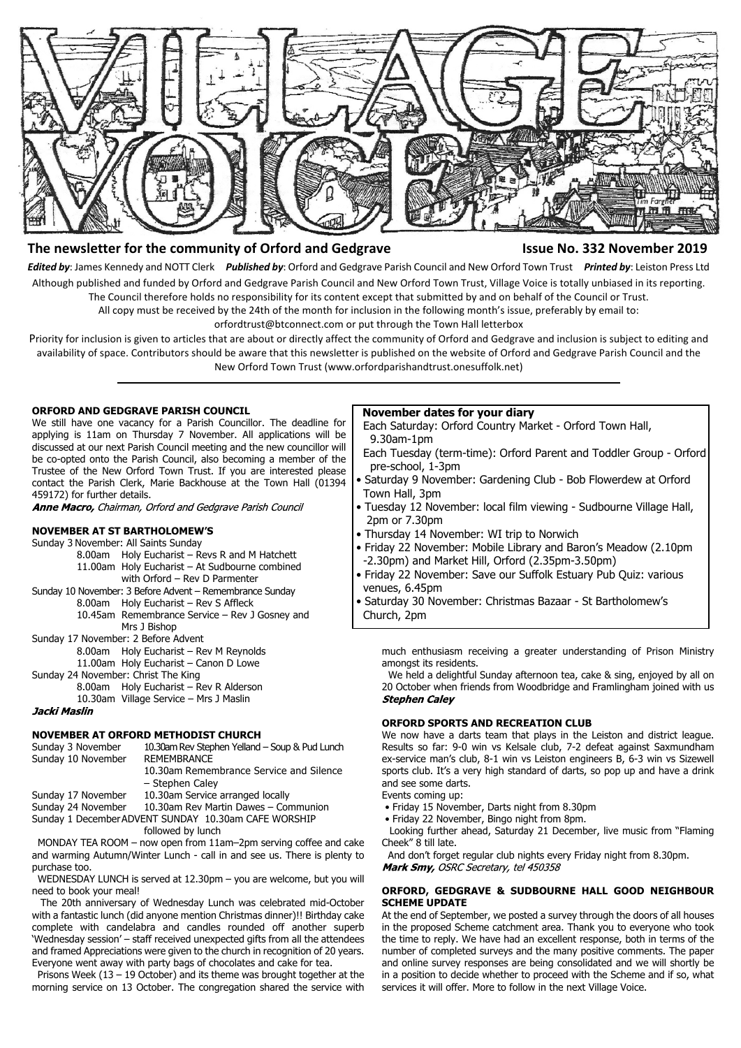# The newsletter for the community of Orford and Gedgrave

**Issue No. 332 November 2019**

***Edited by***: James Kennedy and NOTT Clerk ***Published by***: Orford and Gedgrave Parish Council and New Orford Town Trust ***Printed by***: Leiston Press Ltd

Although published and funded by Orford and Gedgrave Parish Council and New Orford Town Trust, Village Voice is totally unbiased in its reporting. The Council therefore holds no responsibility for its content except that submitted by and on behalf of the Council or Trust.

All copy must be received by the 24th of the month for inclusion in the following month's issue, preferably by email to: orfordtrust@btconnect.com or put through the Town Hall letterbox

Priority for inclusion is given to articles that are about or directly affect the community of Orford and Gedgrave and inclusion is subject to editing and availability of space. Contributors should be aware that this newsletter is published on the website of Orford and Gedgrave Parish Council and the New Orford Town Trust (www.orfordparishandtrust.onesuffolk.net)

---

### ORFORD AND GEDGRAVE PARISH COUNCIL

We still have one vacancy for a Parish Councillor. The deadline for applying is 11am on Thursday 7 November. All applications will be discussed at our next Parish Council meeting and the new councillor will be co-opted onto the Parish Council, also becoming a member of the Trustee of the New Orford Town Trust. If you are interested please contact the Parish Clerk, Marie Backhouse at the Town Hall (01394 459172) for further details.

***Anne Macro,*** *Chairman, Orford and Gedgrave Parish Council*

### NOVEMBER AT ST BARTHOLOMEW'S

Sunday 3 November: All Saints Sunday
- 8.00am Holy Eucharist – Revs R and M Hatchett
- 11.00am Holy Eucharist – At Sudbourne combined with Orford – Rev D Parmenter

Sunday 10 November: 3 Before Advent – Remembrance Sunday
- 8.00am Holy Eucharist – Rev S Affleck
- 10.45am Remembrance Service – Rev J Gosney and Mrs J Bishop

Sunday 17 November: 2 Before Advent
- 8.00am Holy Eucharist – Rev M Reynolds
- 11.00am Holy Eucharist – Canon D Lowe

Sunday 24 November: Christ The King
- 8.00am Holy Eucharist – Rev R Alderson
- 10.30am Village Service – Mrs J Maslin

***Jacki Maslin***

### NOVEMBER AT ORFORD METHODIST CHURCH

Sunday 3 November — 10.30am Rev Stephen Yelland – Soup & Pud Lunch
Sunday 10 November — REMEMBRANCE
10.30am Remembrance Service and Silence – Stephen Caley
Sunday 17 November — 10.30am Service arranged locally
Sunday 24 November — 10.30am Rev Martin Dawes – Communion
Sunday 1 December — ADVENT SUNDAY 10.30am CAFE WORSHIP followed by lunch

MONDAY TEA ROOM – now open from 11am–2pm serving coffee and cake and warming Autumn/Winter Lunch - call in and see us. There is plenty to purchase too.

WEDNESDAY LUNCH is served at 12.30pm – you are welcome, but you will need to book your meal!

The 20th anniversary of Wednesday Lunch was celebrated mid-October with a fantastic lunch (did anyone mention Christmas dinner)!! Birthday cake complete with candelabra and candles rounded off another superb 'Wednesday session' – staff received unexpected gifts from all the attendees and framed Appreciations were given to the church in recognition of 20 years. Everyone went away with party bags of chocolates and cake for tea.

Prisons Week (13 – 19 October) and its theme was brought together at the morning service on 13 October. The congregation shared the service with much enthusiasm receiving a greater understanding of Prison Ministry amongst its residents.

We held a delightful Sunday afternoon tea, cake & sing, enjoyed by all on 20 October when friends from Woodbridge and Framlingham joined with us

***Stephen Caley***

### November dates for your diary

- Each Saturday: Orford Country Market - Orford Town Hall, 9.30am-1pm
- Each Tuesday (term-time): Orford Parent and Toddler Group - Orford pre-school, 1-3pm
- Saturday 9 November: Gardening Club - Bob Flowerdew at Orford Town Hall, 3pm
- Tuesday 12 November: local film viewing - Sudbourne Village Hall, 2pm or 7.30pm
- Thursday 14 November: WI trip to Norwich
- Friday 22 November: Mobile Library and Baron's Meadow (2.10pm -2.30pm) and Market Hill, Orford (2.35pm-3.50pm)
- Friday 22 November: Save our Suffolk Estuary Pub Quiz: various venues, 6.45pm
- Saturday 30 November: Christmas Bazaar - St Bartholomew's Church, 2pm

### ORFORD SPORTS AND RECREATION CLUB

We now have a darts team that plays in the Leiston and district league. Results so far: 9-0 win vs Kelsale club, 7-2 defeat against Saxmundham ex-service man's club, 8-1 win vs Leiston engineers B, 6-3 win vs Sizewell sports club. It's a very high standard of darts, so pop up and have a drink and see some darts.

Events coming up:
- Friday 15 November, Darts night from 8.30pm
- Friday 22 November, Bingo night from 8pm.

Looking further ahead, Saturday 21 December, live music from "Flaming Cheek" 8 till late.

And don't forget regular club nights every Friday night from 8.30pm.

***Mark Smy,*** *OSRC Secretary, tel 450358*

### ORFORD, GEDGRAVE & SUDBOURNE HALL GOOD NEIGHBOUR SCHEME UPDATE

At the end of September, we posted a survey through the doors of all houses in the proposed Scheme catchment area. Thank you to everyone who took the time to reply. We have had an excellent response, both in terms of the number of completed surveys and the many positive comments. The paper and online survey responses are being consolidated and we will shortly be in a position to decide whether to proceed with the Scheme and if so, what services it will offer. More to follow in the next Village Voice.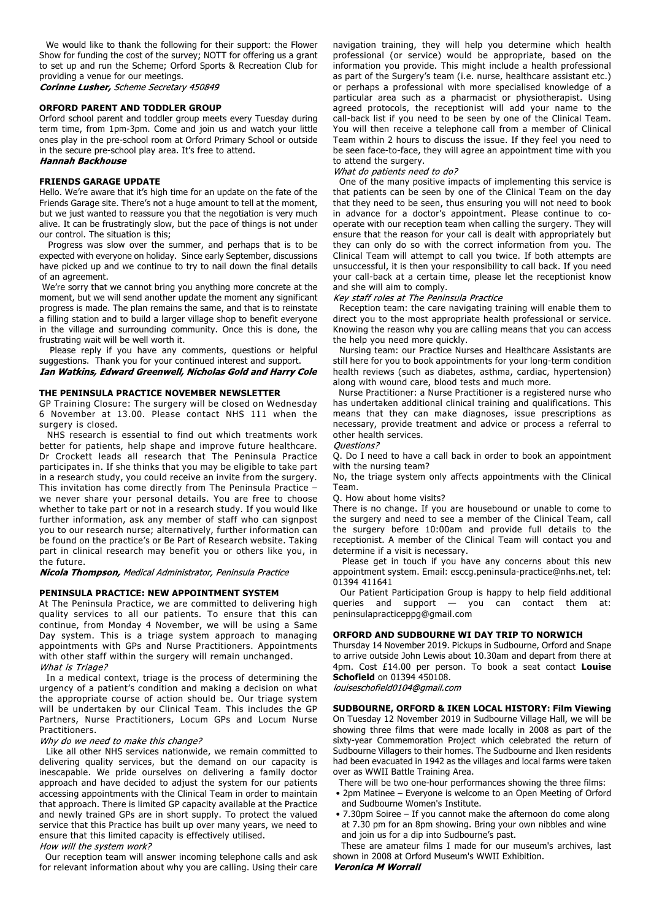We would like to thank the following for their support: the Flower Show for funding the cost of the survey; NOTT for offering us a grant to set up and run the Scheme; Orford Sports & Recreation Club for providing a venue for our meetings.

***Corinne Lusher,*** *Scheme Secretary 450849*

### ORFORD PARENT AND TODDLER GROUP

Orford school parent and toddler group meets every Tuesday during term time, from 1pm-3pm. Come and join us and watch your little ones play in the pre-school room at Orford Primary School or outside in the secure pre-school play area. It's free to attend.

***Hannah Backhouse***

### FRIENDS GARAGE UPDATE

Hello. We're aware that it's high time for an update on the fate of the Friends Garage site. There's not a huge amount to tell at the moment, but we just wanted to reassure you that the negotiation is very much alive. It can be frustratingly slow, but the pace of things is not under our control. The situation is this;

Progress was slow over the summer, and perhaps that is to be expected with everyone on holiday. Since early September, discussions have picked up and we continue to try to nail down the final details of an agreement.

We're sorry that we cannot bring you anything more concrete at the moment, but we will send another update the moment any significant progress is made. The plan remains the same, and that is to reinstate a filling station and to build a larger village shop to benefit everyone in the village and surrounding community. Once this is done, the frustrating wait will be well worth it.

Please reply if you have any comments, questions or helpful suggestions. Thank you for your continued interest and support.

***Ian Watkins, Edward Greenwell, Nicholas Gold and Harry Cole***

### THE PENINSULA PRACTICE NOVEMBER NEWSLETTER

GP Training Closure: The surgery will be closed on Wednesday 6 November at 13.00. Please contact NHS 111 when the surgery is closed.

NHS research is essential to find out which treatments work better for patients, help shape and improve future healthcare. Dr Crockett leads all research that The Peninsula Practice participates in. If she thinks that you may be eligible to take part in a research study, you could receive an invite from the surgery. This invitation has come directly from The Peninsula Practice – we never share your personal details. You are free to choose whether to take part or not in a research study. If you would like further information, ask any member of staff who can signpost you to our research nurse; alternatively, further information can be found on the practice's or Be Part of Research website. Taking part in clinical research may benefit you or others like you, in the future.

***Nicola Thompson,*** *Medical Administrator, Peninsula Practice*

### PENINSULA PRACTICE: NEW APPOINTMENT SYSTEM

At The Peninsula Practice, we are committed to delivering high quality services to all our patients. To ensure that this can continue, from Monday 4 November, we will be using a Same Day system. This is a triage system approach to managing appointments with GPs and Nurse Practitioners. Appointments with other staff within the surgery will remain unchanged.

*What is Triage?*

In a medical context, triage is the process of determining the urgency of a patient's condition and making a decision on what the appropriate course of action should be. Our triage system will be undertaken by our Clinical Team. This includes the GP Partners, Nurse Practitioners, Locum GPs and Locum Nurse Practitioners.

*Why do we need to make this change?*

Like all other NHS services nationwide, we remain committed to delivering quality services, but the demand on our capacity is inescapable. We pride ourselves on delivering a family doctor approach and have decided to adjust the system for our patients accessing appointments with the Clinical Team in order to maintain that approach. There is limited GP capacity available at the Practice and newly trained GPs are in short supply. To protect the valued service that this Practice has built up over many years, we need to ensure that this limited capacity is effectively utilised.

*How will the system work?*

Our reception team will answer incoming telephone calls and ask for relevant information about why you are calling. Using their care navigation training, they will help you determine which health professional (or service) would be appropriate, based on the information you provide. This might include a health professional as part of the Surgery's team (i.e. nurse, healthcare assistant etc.) or perhaps a professional with more specialised knowledge of a particular area such as a pharmacist or physiotherapist. Using agreed protocols, the receptionist will add your name to the call-back list if you need to be seen by one of the Clinical Team. You will then receive a telephone call from a member of Clinical Team within 2 hours to discuss the issue. If they feel you need to be seen face-to-face, they will agree an appointment time with you to attend the surgery.

*What do patients need to do?*

One of the many positive impacts of implementing this service is that patients can be seen by one of the Clinical Team on the day that they need to be seen, thus ensuring you will not need to book in advance for a doctor's appointment. Please continue to co-operate with our reception team when calling the surgery. They will ensure that the reason for your call is dealt with appropriately but they can only do so with the correct information from you. The Clinical Team will attempt to call you twice. If both attempts are unsuccessful, it is then your responsibility to call back. If you need your call-back at a certain time, please let the receptionist know and she will aim to comply.

*Key staff roles at The Peninsula Practice*

Reception team: the care navigating training will enable them to direct you to the most appropriate health professional or service. Knowing the reason why you are calling means that you can access the help you need more quickly.

Nursing team: our Practice Nurses and Healthcare Assistants are still here for you to book appointments for your long-term condition health reviews (such as diabetes, asthma, cardiac, hypertension) along with wound care, blood tests and much more.

Nurse Practitioner: a Nurse Practitioner is a registered nurse who has undertaken additional clinical training and qualifications. This means that they can make diagnoses, issue prescriptions as necessary, provide treatment and advice or process a referral to other health services.

*Questions?*

Q. Do I need to have a call back in order to book an appointment with the nursing team?

No, the triage system only affects appointments with the Clinical Team.

Q. How about home visits?

There is no change. If you are housebound or unable to come to the surgery and need to see a member of the Clinical Team, call the surgery before 10:00am and provide full details to the receptionist. A member of the Clinical Team will contact you and determine if a visit is necessary.

Please get in touch if you have any concerns about this new appointment system. Email: esccg.peninsula-practice@nhs.net, tel: 01394 411641

Our Patient Participation Group is happy to help field additional queries and support — you can contact them at: peninsulapracticeppg@gmail.com

### ORFORD AND SUDBOURNE WI DAY TRIP TO NORWICH

Thursday 14 November 2019. Pickups in Sudbourne, Orford and Snape to arrive outside John Lewis about 10.30am and depart from there at 4pm. Cost £14.00 per person. To book a seat contact **Louise Schofield** on 01394 450108.

*louiseschofield0104@gmail.com*

### SUDBOURNE, ORFORD & IKEN LOCAL HISTORY: Film Viewing

On Tuesday 12 November 2019 in Sudbourne Village Hall, we will be showing three films that were made locally in 2008 as part of the sixty-year Commemoration Project which celebrated the return of Sudbourne Villagers to their homes. The Sudbourne and Iken residents had been evacuated in 1942 as the villages and local farms were taken over as WWII Battle Training Area.

There will be two one-hour performances showing the three films:

- 2pm Matinee – Everyone is welcome to an Open Meeting of Orford and Sudbourne Women's Institute.
- 7.30pm Soiree – If you cannot make the afternoon do come along at 7.30 pm for an 8pm showing. Bring your own nibbles and wine and join us for a dip into Sudbourne's past.

These are amateur films I made for our museum's archives, last shown in 2008 at Orford Museum's WWII Exhibition.

***Veronica M Worrall***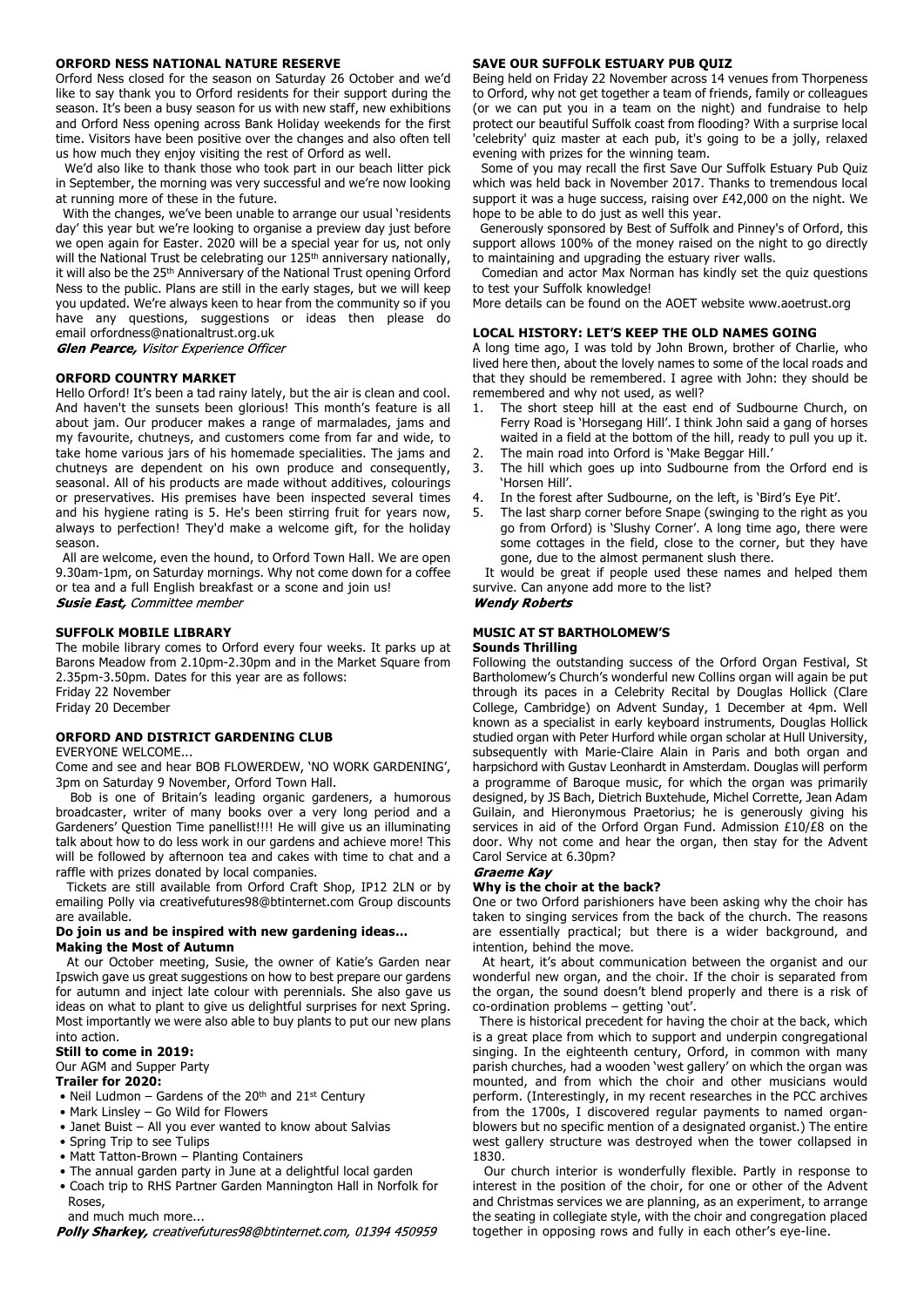## ORFORD NESS NATIONAL NATURE RESERVE

Orford Ness closed for the season on Saturday 26 October and we'd like to say thank you to Orford residents for their support during the season. It's been a busy season for us with new staff, new exhibitions and Orford Ness opening across Bank Holiday weekends for the first time. Visitors have been positive over the changes and also often tell us how much they enjoy visiting the rest of Orford as well.

We'd also like to thank those who took part in our beach litter pick in September, the morning was very successful and we're now looking at running more of these in the future.

With the changes, we've been unable to arrange our usual 'residents day' this year but we're looking to organise a preview day just before we open again for Easter. 2020 will be a special year for us, not only will the National Trust be celebrating our 125th anniversary nationally, it will also be the 25th Anniversary of the National Trust opening Orford Ness to the public. Plans are still in the early stages, but we will keep you updated. We're always keen to hear from the community so if you have any questions, suggestions or ideas then please do email orfordness@nationaltrust.org.uk

***Glen Pearce,*** *Visitor Experience Officer*

## ORFORD COUNTRY MARKET

Hello Orford! It's been a tad rainy lately, but the air is clean and cool. And haven't the sunsets been glorious! This month's feature is all about jam. Our producer makes a range of marmalades, jams and my favourite, chutneys, and customers come from far and wide, to take home various jars of his homemade specialities. The jams and chutneys are dependent on his own produce and consequently, seasonal. All of his products are made without additives, colourings or preservatives. His premises have been inspected several times and his hygiene rating is 5. He's been stirring fruit for years now, always to perfection! They'd make a welcome gift, for the holiday season.

All are welcome, even the hound, to Orford Town Hall. We are open 9.30am-1pm, on Saturday mornings. Why not come down for a coffee or tea and a full English breakfast or a scone and join us!

***Susie East,*** *Committee member*

## SUFFOLK MOBILE LIBRARY

The mobile library comes to Orford every four weeks. It parks up at Barons Meadow from 2.10pm-2.30pm and in the Market Square from 2.35pm-3.50pm. Dates for this year are as follows:

Friday 22 November
Friday 20 December

## ORFORD AND DISTRICT GARDENING CLUB

EVERYONE WELCOME...

Come and see and hear BOB FLOWERDEW, 'NO WORK GARDENING', 3pm on Saturday 9 November, Orford Town Hall.

Bob is one of Britain's leading organic gardeners, a humorous broadcaster, writer of many books over a very long period and a Gardeners' Question Time panellist!!!! He will give us an illuminating talk about how to do less work in our gardens and achieve more! This will be followed by afternoon tea and cakes with time to chat and a raffle with prizes donated by local companies.

Tickets are still available from Orford Craft Shop, IP12 2LN or by emailing Polly via creativefutures98@btinternet.com Group discounts are available.

**Do join us and be inspired with new gardening ideas...**

**Making the Most of Autumn**

At our October meeting, Susie, the owner of Katie's Garden near Ipswich gave us great suggestions on how to best prepare our gardens for autumn and inject late colour with perennials. She also gave us ideas on what to plant to give us delightful surprises for next Spring. Most importantly we were also able to buy plants to put our new plans into action.

**Still to come in 2019:**

Our AGM and Supper Party

**Trailer for 2020:**

- Neil Ludmon – Gardens of the 20th and 21st Century
- Mark Linsley – Go Wild for Flowers
- Janet Buist – All you ever wanted to know about Salvias
- Spring Trip to see Tulips
- Matt Tatton-Brown – Planting Containers
- The annual garden party in June at a delightful local garden
- Coach trip to RHS Partner Garden Mannington Hall in Norfolk for Roses,

and much much more...

***Polly Sharkey,*** *creativefutures98@btinternet.com, 01394 450959*

## SAVE OUR SUFFOLK ESTUARY PUB QUIZ

Being held on Friday 22 November across 14 venues from Thorpeness to Orford, why not get together a team of friends, family or colleagues (or we can put you in a team on the night) and fundraise to help protect our beautiful Suffolk coast from flooding? With a surprise local 'celebrity' quiz master at each pub, it's going to be a jolly, relaxed evening with prizes for the winning team.

Some of you may recall the first Save Our Suffolk Estuary Pub Quiz which was held back in November 2017. Thanks to tremendous local support it was a huge success, raising over £42,000 on the night. We hope to be able to do just as well this year.

Generously sponsored by Best of Suffolk and Pinney's of Orford, this support allows 100% of the money raised on the night to go directly to maintaining and upgrading the estuary river walls.

Comedian and actor Max Norman has kindly set the quiz questions to test your Suffolk knowledge!

More details can be found on the AOET website www.aoetrust.org

## LOCAL HISTORY: LET'S KEEP THE OLD NAMES GOING

A long time ago, I was told by John Brown, brother of Charlie, who lived here then, about the lovely names to some of the local roads and that they should be remembered. I agree with John: they should be remembered and why not used, as well?

1. The short steep hill at the east end of Sudbourne Church, on Ferry Road is 'Horsegang Hill'. I think John said a gang of horses waited in a field at the bottom of the hill, ready to pull you up it.
2. The main road into Orford is 'Make Beggar Hill.'
3. The hill which goes up into Sudbourne from the Orford end is 'Horsen Hill'.
4. In the forest after Sudbourne, on the left, is 'Bird's Eye Pit'.
5. The last sharp corner before Snape (swinging to the right as you go from Orford) is 'Slushy Corner'. A long time ago, there were some cottages in the field, close to the corner, but they have gone, due to the almost permanent slush there.

It would be great if people used these names and helped them survive. Can anyone add more to the list?

***Wendy Roberts***

## MUSIC AT ST BARTHOLOMEW'S

### Sounds Thrilling

Following the outstanding success of the Orford Organ Festival, St Bartholomew's Church's wonderful new Collins organ will again be put through its paces in a Celebrity Recital by Douglas Hollick (Clare College, Cambridge) on Advent Sunday, 1 December at 4pm. Well known as a specialist in early keyboard instruments, Douglas Hollick studied organ with Peter Hurford while organ scholar at Hull University, subsequently with Marie-Claire Alain in Paris and both organ and harpsichord with Gustav Leonhardt in Amsterdam. Douglas will perform a programme of Baroque music, for which the organ was primarily designed, by JS Bach, Dietrich Buxtehude, Michel Corrette, Jean Adam Guilain, and Hieronymous Praetorius; he is generously giving his services in aid of the Orford Organ Fund. Admission £10/£8 on the door. Why not come and hear the organ, then stay for the Advent Carol Service at 6.30pm?

***Graeme Kay***

### Why is the choir at the back?

One or two Orford parishioners have been asking why the choir has taken to singing services from the back of the church. The reasons are essentially practical; but there is a wider background, and intention, behind the move.

At heart, it's about communication between the organist and our wonderful new organ, and the choir. If the choir is separated from the organ, the sound doesn't blend properly and there is a risk of co-ordination problems – getting 'out'.

There is historical precedent for having the choir at the back, which is a great place from which to support and underpin congregational singing. In the eighteenth century, Orford, in common with many parish churches, had a wooden 'west gallery' on which the organ was mounted, and from which the choir and other musicians would perform. (Interestingly, in my recent researches in the PCC archives from the 1700s, I discovered regular payments to named organ-blowers but no specific mention of a designated organist.) The entire west gallery structure was destroyed when the tower collapsed in 1830.

Our church interior is wonderfully flexible. Partly in response to interest in the position of the choir, for one or other of the Advent and Christmas services we are planning, as an experiment, to arrange the seating in collegiate style, with the choir and congregation placed together in opposing rows and fully in each other's eye-line.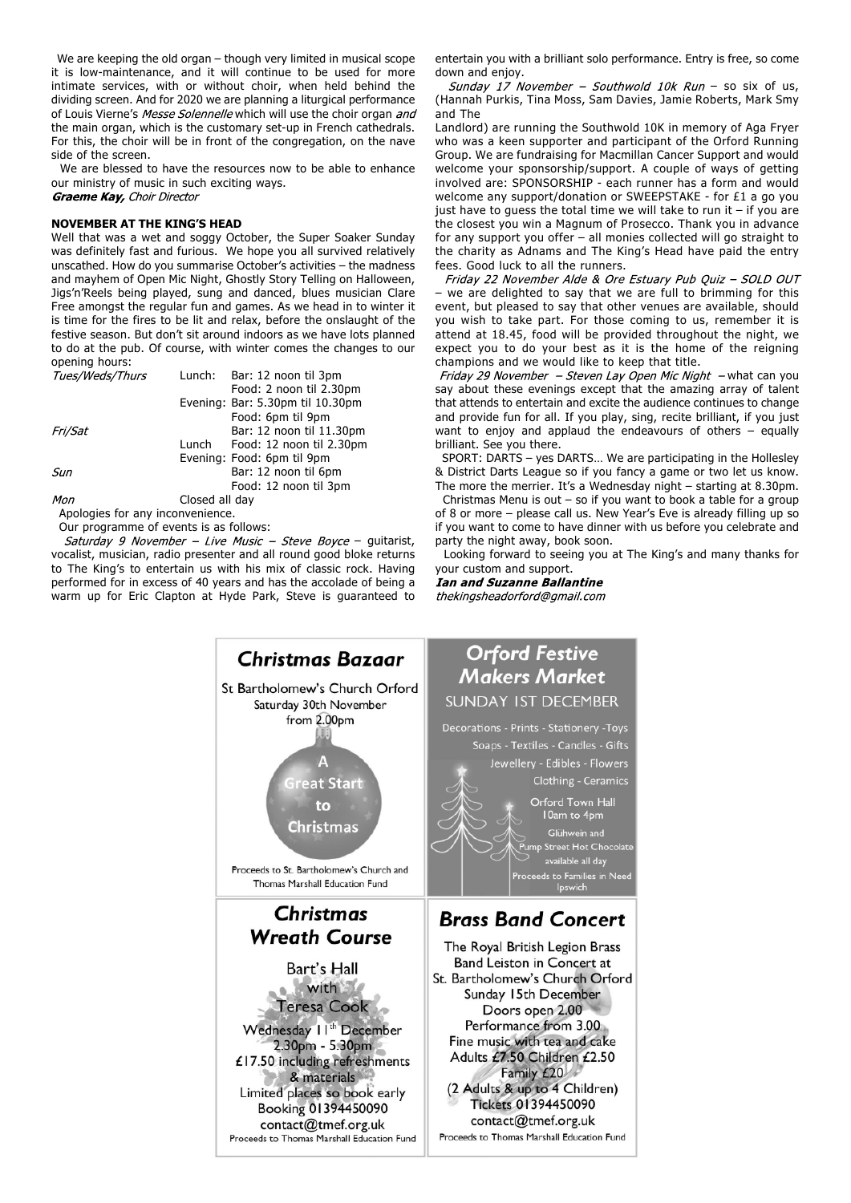We are keeping the old organ – though very limited in musical scope it is low-maintenance, and it will continue to be used for more intimate services, with or without choir, when held behind the dividing screen. And for 2020 we are planning a liturgical performance of Louis Vierne's *Messe Solennelle* which will use the choir organ *and* the main organ, which is the customary set-up in French cathedrals. For this, the choir will be in front of the congregation, on the nave side of the screen.

We are blessed to have the resources now to be able to enhance our ministry of music in such exciting ways.

***Graeme Kay,*** *Choir Director*

## NOVEMBER AT THE KING'S HEAD

Well that was a wet and soggy October, the Super Soaker Sunday was definitely fast and furious. We hope you all survived relatively unscathed. How do you summarise October's activities – the madness and mayhem of Open Mic Night, Ghostly Story Telling on Halloween, Jigs'n'Reels being played, sung and danced, blues musician Clare Free amongst the regular fun and games. As we head in to winter it is time for the fires to be lit and relax, before the onslaught of the festive season. But don't sit around indoors as we have lots planned to do at the pub. Of course, with winter comes the changes to our opening hours:

| | | |
|---|---|---|
| *Tues/Weds/Thurs* | Lunch: | Bar: 12 noon til 3pm |
| | | Food: 2 noon til 2.30pm |
| | Evening: | Bar: 5.30pm til 10.30pm |
| | | Food: 6pm til 9pm |
| *Fri/Sat* | | Bar: 12 noon til 11.30pm |
| | Lunch | Food: 12 noon til 2.30pm |
| | Evening: | Food: 6pm til 9pm |
| *Sun* | | Bar: 12 noon til 6pm |
| | | Food: 12 noon til 3pm |
| *Mon* | Closed all day | |

Apologies for any inconvenience.

Our programme of events is as follows:

*Saturday 9 November – Live Music – Steve Boyce* – guitarist, vocalist, musician, radio presenter and all round good bloke returns to The King's to entertain us with his mix of classic rock. Having performed for in excess of 40 years and has the accolade of being a warm up for Eric Clapton at Hyde Park, Steve is guaranteed to entertain you with a brilliant solo performance. Entry is free, so come down and enjoy.

*Sunday 17 November – Southwold 10k Run* – so six of us, (Hannah Purkis, Tina Moss, Sam Davies, Jamie Roberts, Mark Smy and The Landlord) are running the Southwold 10K in memory of Aga Fryer who was a keen supporter and participant of the Orford Running Group. We are fundraising for Macmillan Cancer Support and would welcome your sponsorship/support. A couple of ways of getting involved are: SPONSORSHIP - each runner has a form and would welcome any support/donation or SWEEPSTAKE - for £1 a go you just have to guess the total time we will take to run it – if you are the closest you win a Magnum of Prosecco. Thank you in advance for any support you offer – all monies collected will go straight to the charity as Adnams and The King's Head have paid the entry fees. Good luck to all the runners.

*Friday 22 November Alde & Ore Estuary Pub Quiz – SOLD OUT* – we are delighted to say that we are full to brimming for this event, but pleased to say that other venues are available, should you wish to take part. For those coming to us, remember it is attend at 18.45, food will be provided throughout the night, we expect you to do your best as it is the home of the reigning champions and we would like to keep that title.

*Friday 29 November – Steven Lay Open Mic Night* – what can you say about these evenings except that the amazing array of talent that attends to entertain and excite the audience continues to change and provide fun for all. If you play, sing, recite brilliant, if you just want to enjoy and applaud the endeavours of others – equally brilliant. See you there.

SPORT: DARTS – yes DARTS… We are participating in the Hollesley & District Darts League so if you fancy a game or two let us know. The more the merrier. It's a Wednesday night – starting at 8.30pm.

Christmas Menu is out – so if you want to book a table for a group of 8 or more – please call us. New Year's Eve is already filling up so if you want to come to have dinner with us before you celebrate and party the night away, book soon.

Looking forward to seeing you at The King's and many thanks for your custom and support.

***Ian and Suzanne Ballantine***
*thekingsheadorford@gmail.com*

## Christmas Bazaar

St Bartholomew's Church Orford
Saturday 30th November
from 2.00pm

A Great Start to Christmas

Proceeds to St. Bartholomew's Church and Thomas Marshall Education Fund

## Orford Festive Makers Market

SUNDAY 1ST DECEMBER

Decorations - Prints - Stationery -Toys
Soaps - Textiles - Candles - Gifts
Jewellery - Edibles - Flowers
Clothing - Ceramics

Orford Town Hall
10am to 4pm

Glühwein and Pump Street Hot Chocolate available all day

Proceeds to Families in Need Ipswich

## Christmas Wreath Course

Bart's Hall
with
Teresa Cook
Wednesday 11th December
2.30pm - 5.30pm
£17.50 including refreshments & materials
Limited places so book early
Booking 01394450090
contact@tmef.org.uk

Proceeds to Thomas Marshall Education Fund

## Brass Band Concert

The Royal British Legion Brass Band Leiston in Concert at
St. Bartholomew's Church Orford
Sunday 15th December
Doors open 2.00
Performance from 3.00
Fine music with tea and cake
Adults £7.50 Children £2.50
Family £20
(2 Adults & up to 4 Children)
Tickets 01394450090
contact@tmef.org.uk

Proceeds to Thomas Marshall Education Fund